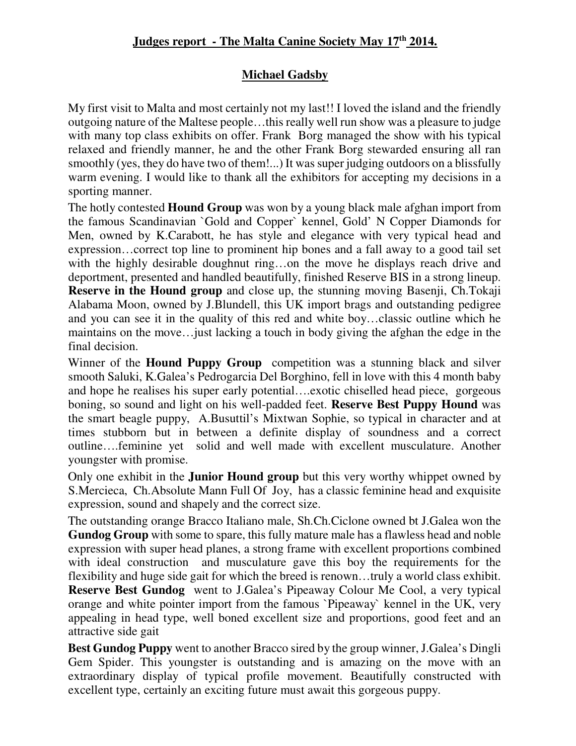## Judges report - The Malta Canine Society May 17th 2014.

## Michael Gadsby

My first visit to Malta and most certainly not my last!! I loved the island and the friendly outgoing nature of the Maltese people…this really well run show was a pleasure to judge with many top class exhibits on offer. Frank Borg managed the show with his typical relaxed and friendly manner, he and the other Frank Borg stewarded ensuring all ran smoothly (yes, they do have two of them!...) It was super judging outdoors on a blissfully warm evening. I would like to thank all the exhibitors for accepting my decisions in a sporting manner.

The hotly contested **Hound Group** was won by a young black male afghan import from the famous Scandinavian `Gold and Copper` kennel, Gold' N Copper Diamonds for Men, owned by K.Carabott, he has style and elegance with very typical head and expression…correct top line to prominent hip bones and a fall away to a good tail set with the highly desirable doughnut ring…on the move he displays reach drive and deportment, presented and handled beautifully, finished Reserve BIS in a strong lineup. **Reserve in the Hound group** and close up, the stunning moving Basenji, Ch.Tokaji Alabama Moon, owned by J.Blundell, this UK import brags and outstanding pedigree and you can see it in the quality of this red and white boy…classic outline which he maintains on the move…just lacking a touch in body giving the afghan the edge in the final decision.

Winner of the **Hound Puppy Group** competition was a stunning black and silver smooth Saluki, K.Galea's Pedrogarcia Del Borghino, fell in love with this 4 month baby and hope he realises his super early potential….exotic chiselled head piece, gorgeous boning, so sound and light on his well-padded feet. **Reserve Best Puppy Hound** was the smart beagle puppy, A.Busuttil's Mixtwan Sophie, so typical in character and at times stubborn but in between a definite display of soundness and a correct outline….feminine yet solid and well made with excellent musculature. Another youngster with promise.

Only one exhibit in the **Junior Hound group** but this very worthy whippet owned by S.Mercieca, Ch.Absolute Mann Full Of Joy, has a classic feminine head and exquisite expression, sound and shapely and the correct size.

The outstanding orange Bracco Italiano male, Sh.Ch.Ciclone owned bt J.Galea won the **Gundog Group** with some to spare, this fully mature male has a flawless head and noble expression with super head planes, a strong frame with excellent proportions combined with ideal construction and musculature gave this boy the requirements for the flexibility and huge side gait for which the breed is renown…truly a world class exhibit. **Reserve Best Gundog** went to J.Galea's Pipeaway Colour Me Cool, a very typical orange and white pointer import from the famous `Pipeaway` kennel in the UK, very appealing in head type, well boned excellent size and proportions, good feet and an attractive side gait

**Best Gundog Puppy** went to another Bracco sired by the group winner, J.Galea's Dingli Gem Spider. This youngster is outstanding and is amazing on the move with an extraordinary display of typical profile movement. Beautifully constructed with excellent type, certainly an exciting future must await this gorgeous puppy.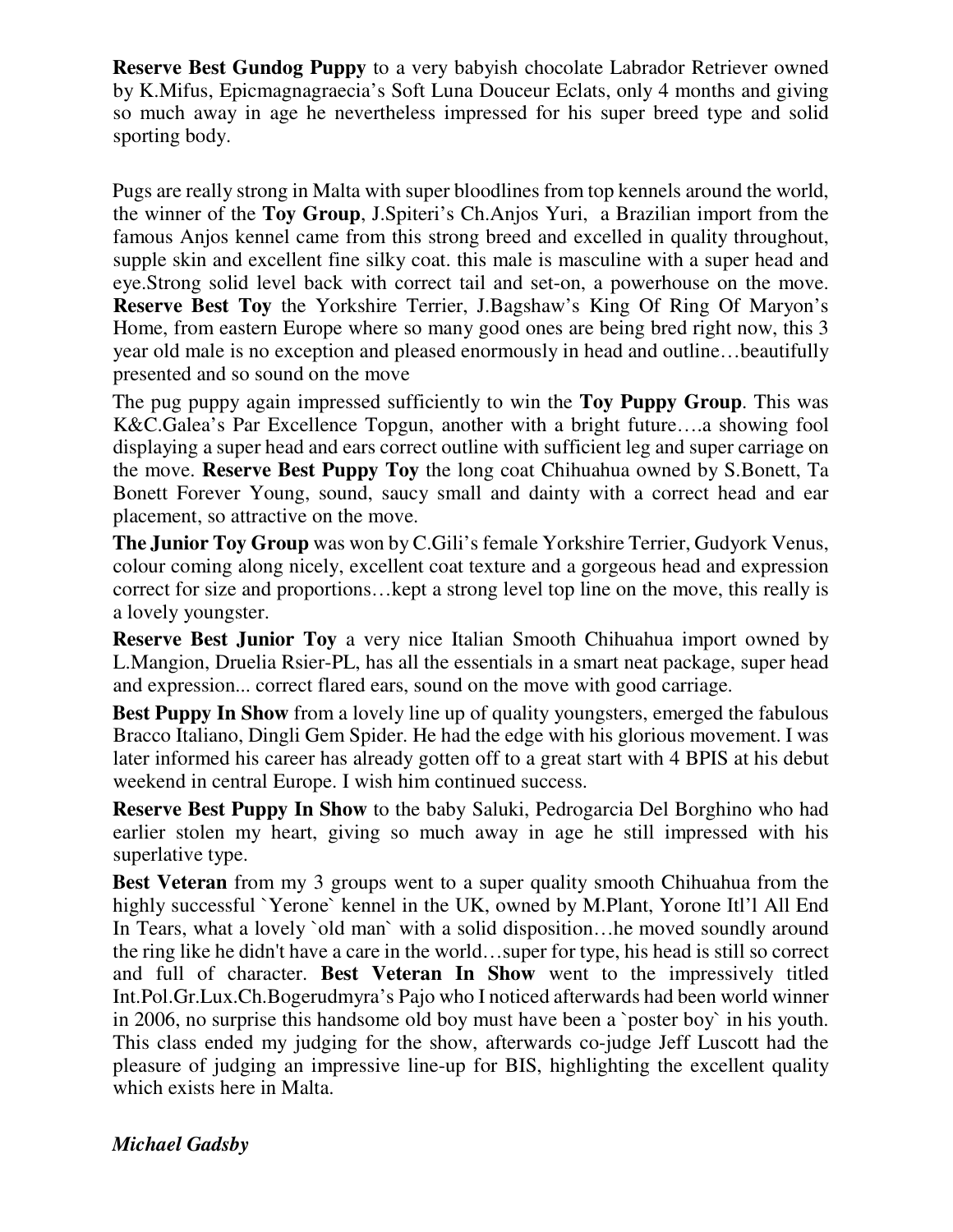**Reserve Best Gundog Puppy** to a very babyish chocolate Labrador Retriever owned by K.Mifus, Epicmagnagraecia's Soft Luna Douceur Eclats, only 4 months and giving so much away in age he nevertheless impressed for his super breed type and solid sporting body.

Pugs are really strong in Malta with super bloodlines from top kennels around the world, the winner of the **Toy Group**, J.Spiteri's Ch.Anjos Yuri, a Brazilian import from the famous Anjos kennel came from this strong breed and excelled in quality throughout, supple skin and excellent fine silky coat. this male is masculine with a super head and eye.Strong solid level back with correct tail and set-on, a powerhouse on the move. **Reserve Best Toy** the Yorkshire Terrier, J.Bagshaw's King Of Ring Of Maryon's Home, from eastern Europe where so many good ones are being bred right now, this 3 year old male is no exception and pleased enormously in head and outline…beautifully presented and so sound on the move

The pug puppy again impressed sufficiently to win the **Toy Puppy Group**. This was K&C.Galea's Par Excellence Topgun, another with a bright future….a showing fool displaying a super head and ears correct outline with sufficient leg and super carriage on the move. **Reserve Best Puppy Toy** the long coat Chihuahua owned by S.Bonett, Ta Bonett Forever Young, sound, saucy small and dainty with a correct head and ear placement, so attractive on the move.

**The Junior Toy Group** was won by C.Gili's female Yorkshire Terrier, Gudyork Venus, colour coming along nicely, excellent coat texture and a gorgeous head and expression correct for size and proportions…kept a strong level top line on the move, this really is a lovely youngster.

**Reserve Best Junior Toy** a very nice Italian Smooth Chihuahua import owned by L.Mangion, Druelia Rsier-PL, has all the essentials in a smart neat package, super head and expression... correct flared ears, sound on the move with good carriage.

**Best Puppy In Show** from a lovely line up of quality youngsters, emerged the fabulous Bracco Italiano, Dingli Gem Spider. He had the edge with his glorious movement. I was later informed his career has already gotten off to a great start with 4 BPIS at his debut weekend in central Europe. I wish him continued success.

**Reserve Best Puppy In Show** to the baby Saluki, Pedrogarcia Del Borghino who had earlier stolen my heart, giving so much away in age he still impressed with his superlative type.

**Best Veteran** from my 3 groups went to a super quality smooth Chihuahua from the highly successful `Yerone` kennel in the UK, owned by M.Plant, Yorone Itl'l All End In Tears, what a lovely `old man` with a solid disposition…he moved soundly around the ring like he didn't have a care in the world…super for type, his head is still so correct and full of character. **Best Veteran In Show** went to the impressively titled Int.Pol.Gr.Lux.Ch.Bogerudmyra's Pajo who I noticed afterwards had been world winner in 2006, no surprise this handsome old boy must have been a `poster boy` in his youth. This class ended my judging for the show, afterwards co-judge Jeff Luscott had the pleasure of judging an impressive line-up for BIS, highlighting the excellent quality which exists here in Malta.

***Michael Gadsby***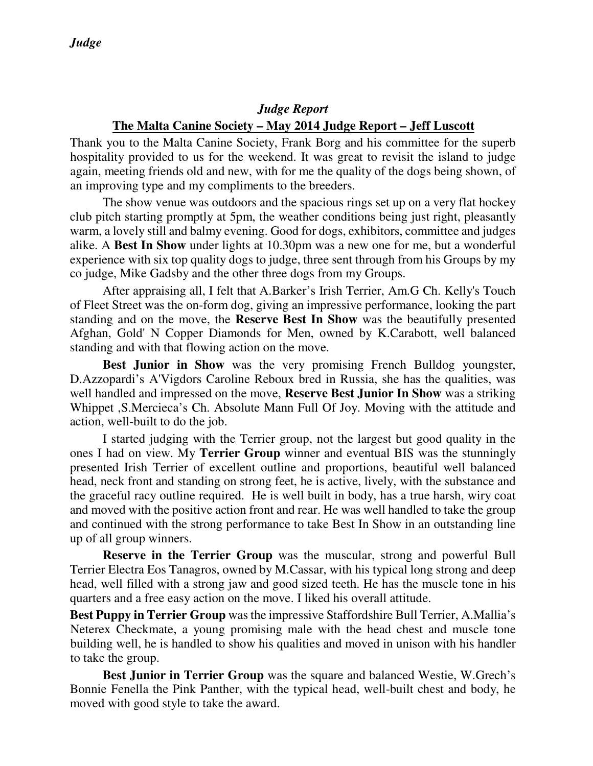### *Judge Report*

### The Malta Canine Society – May 2014 Judge Report – Jeff Luscott

Thank you to the Malta Canine Society, Frank Borg and his committee for the superb hospitality provided to us for the weekend. It was great to revisit the island to judge again, meeting friends old and new, with for me the quality of the dogs being shown, of an improving type and my compliments to the breeders.

The show venue was outdoors and the spacious rings set up on a very flat hockey club pitch starting promptly at 5pm, the weather conditions being just right, pleasantly warm, a lovely still and balmy evening. Good for dogs, exhibitors, committee and judges alike. A **Best In Show** under lights at 10.30pm was a new one for me, but a wonderful experience with six top quality dogs to judge, three sent through from his Groups by my co judge, Mike Gadsby and the other three dogs from my Groups.

After appraising all, I felt that A.Barker's Irish Terrier, Am.G Ch. Kelly's Touch of Fleet Street was the on-form dog, giving an impressive performance, looking the part standing and on the move, the **Reserve Best In Show** was the beautifully presented Afghan, Gold' N Copper Diamonds for Men, owned by K.Carabott, well balanced standing and with that flowing action on the move.

**Best Junior in Show** was the very promising French Bulldog youngster, D.Azzopardi's A'Vigdors Caroline Reboux bred in Russia, she has the qualities, was well handled and impressed on the move, **Reserve Best Junior In Show** was a striking Whippet ,S.Mercieca's Ch. Absolute Mann Full Of Joy. Moving with the attitude and action, well-built to do the job.

I started judging with the Terrier group, not the largest but good quality in the ones I had on view. My **Terrier Group** winner and eventual BIS was the stunningly presented Irish Terrier of excellent outline and proportions, beautiful well balanced head, neck front and standing on strong feet, he is active, lively, with the substance and the graceful racy outline required. He is well built in body, has a true harsh, wiry coat and moved with the positive action front and rear. He was well handled to take the group and continued with the strong performance to take Best In Show in an outstanding line up of all group winners.

**Reserve in the Terrier Group** was the muscular, strong and powerful Bull Terrier Electra Eos Tanagros, owned by M.Cassar, with his typical long strong and deep head, well filled with a strong jaw and good sized teeth. He has the muscle tone in his quarters and a free easy action on the move. I liked his overall attitude.

**Best Puppy in Terrier Group** was the impressive Staffordshire Bull Terrier, A.Mallia's Neterex Checkmate, a young promising male with the head chest and muscle tone building well, he is handled to show his qualities and moved in unison with his handler to take the group.

**Best Junior in Terrier Group** was the square and balanced Westie, W.Grech's Bonnie Fenella the Pink Panther, with the typical head, well-built chest and body, he moved with good style to take the award.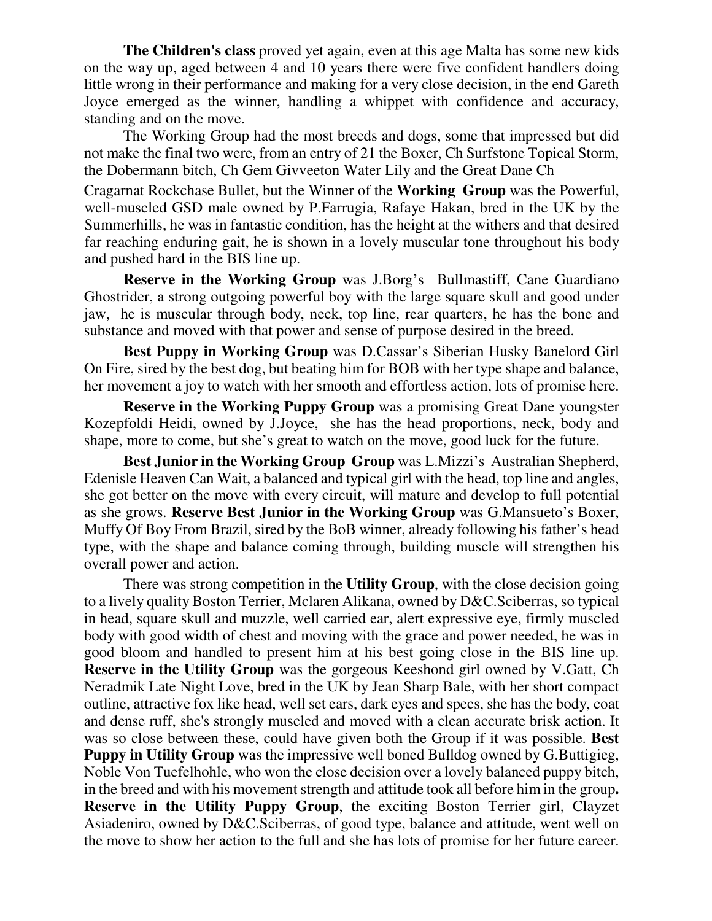**The Children's class** proved yet again, even at this age Malta has some new kids on the way up, aged between 4 and 10 years there were five confident handlers doing little wrong in their performance and making for a very close decision, in the end Gareth Joyce emerged as the winner, handling a whippet with confidence and accuracy, standing and on the move.

The Working Group had the most breeds and dogs, some that impressed but did not make the final two were, from an entry of 21 the Boxer, Ch Surfstone Topical Storm, the Dobermann bitch, Ch Gem Givveeton Water Lily and the Great Dane Ch Cragarnat Rockchase Bullet, but the Winner of the **Working Group** was the Powerful, well-muscled GSD male owned by P.Farrugia, Rafaye Hakan, bred in the UK by the Summerhills, he was in fantastic condition, has the height at the withers and that desired far reaching enduring gait, he is shown in a lovely muscular tone throughout his body and pushed hard in the BIS line up.

**Reserve in the Working Group** was J.Borg's Bullmastiff, Cane Guardiano Ghostrider, a strong outgoing powerful boy with the large square skull and good under jaw, he is muscular through body, neck, top line, rear quarters, he has the bone and substance and moved with that power and sense of purpose desired in the breed.

**Best Puppy in Working Group** was D.Cassar's Siberian Husky Banelord Girl On Fire, sired by the best dog, but beating him for BOB with her type shape and balance, her movement a joy to watch with her smooth and effortless action, lots of promise here.

**Reserve in the Working Puppy Group** was a promising Great Dane youngster Kozepfoldi Heidi, owned by J.Joyce, she has the head proportions, neck, body and shape, more to come, but she's great to watch on the move, good luck for the future.

**Best Junior in the Working Group Group** was L.Mizzi's Australian Shepherd, Edenisle Heaven Can Wait, a balanced and typical girl with the head, top line and angles, she got better on the move with every circuit, will mature and develop to full potential as she grows. **Reserve Best Junior in the Working Group** was G.Mansueto's Boxer, Muffy Of Boy From Brazil, sired by the BoB winner, already following his father's head type, with the shape and balance coming through, building muscle will strengthen his overall power and action.

There was strong competition in the **Utility Group**, with the close decision going to a lively quality Boston Terrier, Mclaren Alikana, owned by D&C.Sciberras, so typical in head, square skull and muzzle, well carried ear, alert expressive eye, firmly muscled body with good width of chest and moving with the grace and power needed, he was in good bloom and handled to present him at his best going close in the BIS line up. **Reserve in the Utility Group** was the gorgeous Keeshond girl owned by V.Gatt, Ch Neradmik Late Night Love, bred in the UK by Jean Sharp Bale, with her short compact outline, attractive fox like head, well set ears, dark eyes and specs, she has the body, coat and dense ruff, she's strongly muscled and moved with a clean accurate brisk action. It was so close between these, could have given both the Group if it was possible. **Best Puppy in Utility Group** was the impressive well boned Bulldog owned by G.Buttigieg, Noble Von Tuefelhohle, who won the close decision over a lovely balanced puppy bitch, in the breed and with his movement strength and attitude took all before him in the group**.** **Reserve in the Utility Puppy Group**, the exciting Boston Terrier girl, Clayzet Asiadeniro, owned by D&C.Sciberras, of good type, balance and attitude, went well on the move to show her action to the full and she has lots of promise for her future career.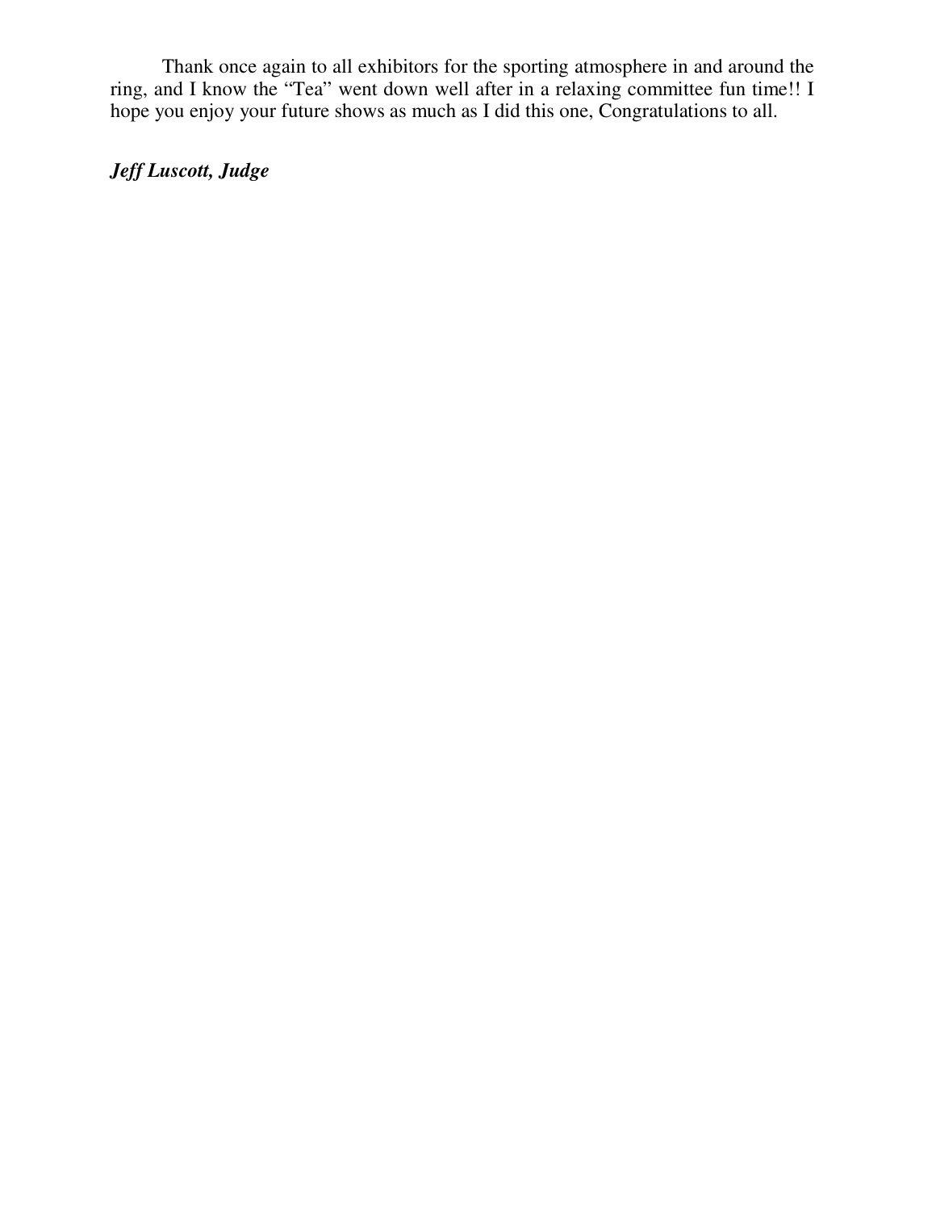Thank once again to all exhibitors for the sporting atmosphere in and around the ring, and I know the "Tea" went down well after in a relaxing committee fun time!! I hope you enjoy your future shows as much as I did this one, Congratulations to all.

***Jeff Luscott, Judge***